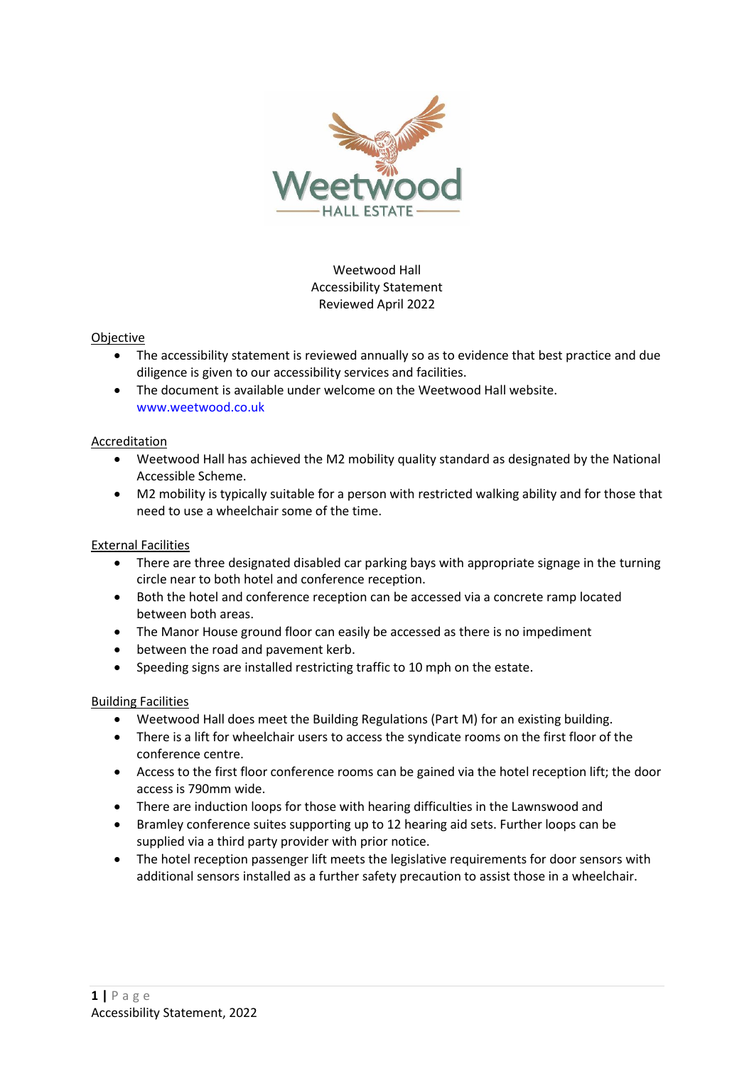Weetwood Hall
Accessibility Statement
Reviewed April 2022

## Objective

- The accessibility statement is reviewed annually so as to evidence that best practice and due diligence is given to our accessibility services and facilities.
- The document is available under welcome on the Weetwood Hall website. www.weetwood.co.uk

## Accreditation

- Weetwood Hall has achieved the M2 mobility quality standard as designated by the National Accessible Scheme.
- M2 mobility is typically suitable for a person with restricted walking ability and for those that need to use a wheelchair some of the time.

## External Facilities

- There are three designated disabled car parking bays with appropriate signage in the turning circle near to both hotel and conference reception.
- Both the hotel and conference reception can be accessed via a concrete ramp located between both areas.
- The Manor House ground floor can easily be accessed as there is no impediment
- between the road and pavement kerb.
- Speeding signs are installed restricting traffic to 10 mph on the estate.

## Building Facilities

- Weetwood Hall does meet the Building Regulations (Part M) for an existing building.
- There is a lift for wheelchair users to access the syndicate rooms on the first floor of the conference centre.
- Access to the first floor conference rooms can be gained via the hotel reception lift; the door access is 790mm wide.
- There are induction loops for those with hearing difficulties in the Lawnswood and
- Bramley conference suites supporting up to 12 hearing aid sets. Further loops can be supplied via a third party provider with prior notice.
- The hotel reception passenger lift meets the legislative requirements for door sensors with additional sensors installed as a further safety precaution to assist those in a wheelchair.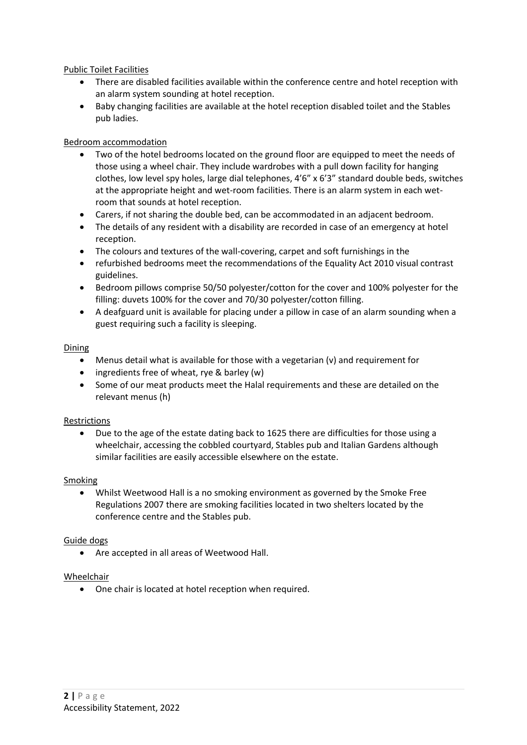Public Toilet Facilities

- There are disabled facilities available within the conference centre and hotel reception with an alarm system sounding at hotel reception.
- Baby changing facilities are available at the hotel reception disabled toilet and the Stables pub ladies.

Bedroom accommodation

- Two of the hotel bedrooms located on the ground floor are equipped to meet the needs of those using a wheel chair. They include wardrobes with a pull down facility for hanging clothes, low level spy holes, large dial telephones, 4'6" x 6'3" standard double beds, switches at the appropriate height and wet-room facilities. There is an alarm system in each wet-room that sounds at hotel reception.
- Carers, if not sharing the double bed, can be accommodated in an adjacent bedroom.
- The details of any resident with a disability are recorded in case of an emergency at hotel reception.
- The colours and textures of the wall-covering, carpet and soft furnishings in the
- refurbished bedrooms meet the recommendations of the Equality Act 2010 visual contrast guidelines.
- Bedroom pillows comprise 50/50 polyester/cotton for the cover and 100% polyester for the filling: duvets 100% for the cover and 70/30 polyester/cotton filling.
- A deafguard unit is available for placing under a pillow in case of an alarm sounding when a guest requiring such a facility is sleeping.

Dining

- Menus detail what is available for those with a vegetarian (v) and requirement for
- ingredients free of wheat, rye & barley (w)
- Some of our meat products meet the Halal requirements and these are detailed on the relevant menus (h)

Restrictions

- Due to the age of the estate dating back to 1625 there are difficulties for those using a wheelchair, accessing the cobbled courtyard, Stables pub and Italian Gardens although similar facilities are easily accessible elsewhere on the estate.

Smoking

- Whilst Weetwood Hall is a no smoking environment as governed by the Smoke Free Regulations 2007 there are smoking facilities located in two shelters located by the conference centre and the Stables pub.

Guide dogs

- Are accepted in all areas of Weetwood Hall.

Wheelchair

- One chair is located at hotel reception when required.